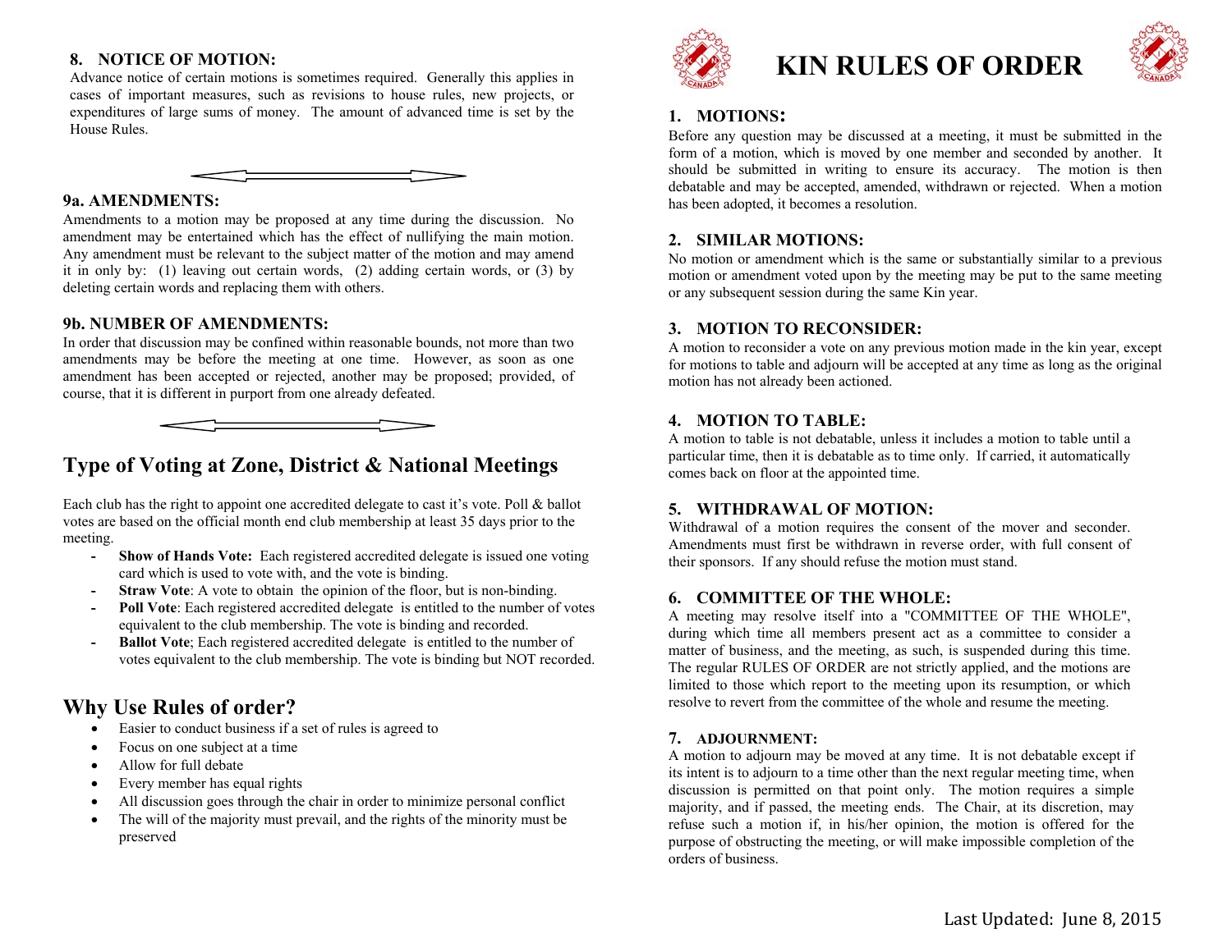# KIN RULES OF ORDER

## 1. MOTIONS:

Before any question may be discussed at a meeting, it must be submitted in the form of a motion, which is moved by one member and seconded by another. It should be submitted in writing to ensure its accuracy. The motion is then debatable and may be accepted, amended, withdrawn or rejected. When a motion has been adopted, it becomes a resolution.

## 2. SIMILAR MOTIONS:

No motion or amendment which is the same or substantially similar to a previous motion or amendment voted upon by the meeting may be put to the same meeting or any subsequent session during the same Kin year.

## 3. MOTION TO RECONSIDER:

A motion to reconsider a vote on any previous motion made in the kin year, except for motions to table and adjourn will be accepted at any time as long as the original motion has not already been actioned.

## 4. MOTION TO TABLE:

A motion to table is not debatable, unless it includes a motion to table until a particular time, then it is debatable as to time only. If carried, it automatically comes back on floor at the appointed time.

## 5. WITHDRAWAL OF MOTION:

Withdrawal of a motion requires the consent of the mover and seconder. Amendments must first be withdrawn in reverse order, with full consent of their sponsors. If any should refuse the motion must stand.

## 6. COMMITTEE OF THE WHOLE:

A meeting may resolve itself into a "COMMITTEE OF THE WHOLE", during which time all members present act as a committee to consider a matter of business, and the meeting, as such, is suspended during this time. The regular RULES OF ORDER are not strictly applied, and the motions are limited to those which report to the meeting upon its resumption, or which resolve to revert from the committee of the whole and resume the meeting.

## 7. ADJOURNMENT:

A motion to adjourn may be moved at any time. It is not debatable except if its intent is to adjourn to a time other than the next regular meeting time, when discussion is permitted on that point only. The motion requires a simple majority, and if passed, the meeting ends. The Chair, at its discretion, may refuse such a motion if, in his/her opinion, the motion is offered for the purpose of obstructing the meeting, or will make impossible completion of the orders of business.

Last Updated: June 8, 2015

## 8. NOTICE OF MOTION:

Advance notice of certain motions is sometimes required. Generally this applies in cases of important measures, such as revisions to house rules, new projects, or expenditures of large sums of money. The amount of advanced time is set by the House Rules.

## 9a. AMENDMENTS:

Amendments to a motion may be proposed at any time during the discussion. No amendment may be entertained which has the effect of nullifying the main motion. Any amendment must be relevant to the subject matter of the motion and may amend it in only by: (1) leaving out certain words, (2) adding certain words, or (3) by deleting certain words and replacing them with others.

## 9b. NUMBER OF AMENDMENTS:

In order that discussion may be confined within reasonable bounds, not more than two amendments may be before the meeting at one time. However, as soon as one amendment has been accepted or rejected, another may be proposed; provided, of course, that it is different in purport from one already defeated.

## Type of Voting at Zone, District & National Meetings

Each club has the right to appoint one accredited delegate to cast it's vote. Poll & ballot votes are based on the official month end club membership at least 35 days prior to the meeting.

- **Show of Hands Vote:** Each registered accredited delegate is issued one voting card which is used to vote with, and the vote is binding.
- **Straw Vote**: A vote to obtain the opinion of the floor, but is non-binding.
- **Poll Vote**: Each registered accredited delegate is entitled to the number of votes equivalent to the club membership. The vote is binding and recorded.
- **Ballot Vote**; Each registered accredited delegate is entitled to the number of votes equivalent to the club membership. The vote is binding but NOT recorded.

## Why Use Rules of order?

- Easier to conduct business if a set of rules is agreed to
- Focus on one subject at a time
- Allow for full debate
- Every member has equal rights
- All discussion goes through the chair in order to minimize personal conflict
- The will of the majority must prevail, and the rights of the minority must be preserved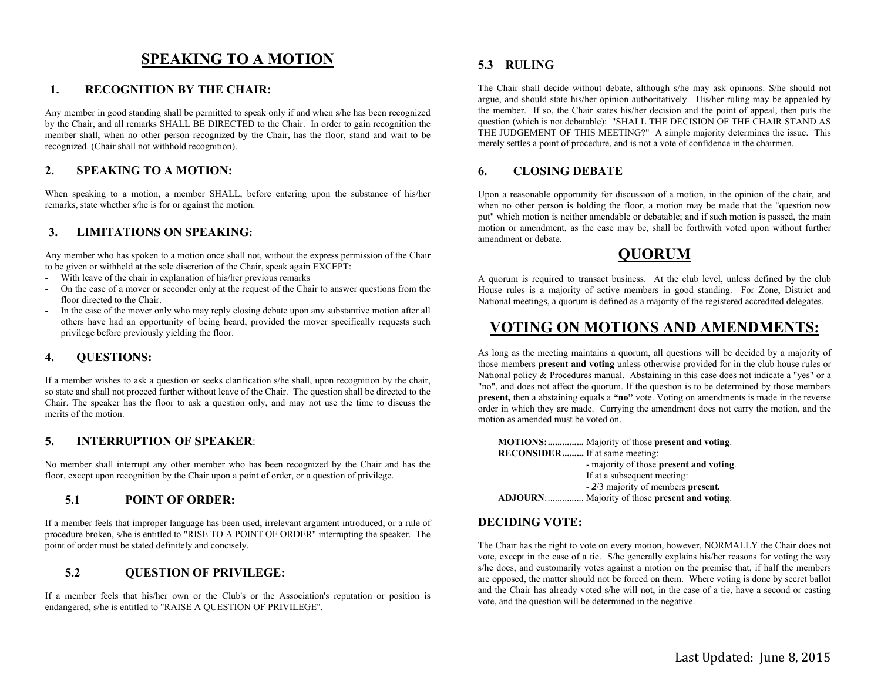# SPEAKING TO A MOTION

## 1. RECOGNITION BY THE CHAIR:

Any member in good standing shall be permitted to speak only if and when s/he has been recognized by the Chair, and all remarks SHALL BE DIRECTED to the Chair. In order to gain recognition the member shall, when no other person recognized by the Chair, has the floor, stand and wait to be recognized. (Chair shall not withhold recognition).

## 2. SPEAKING TO A MOTION:

When speaking to a motion, a member SHALL, before entering upon the substance of his/her remarks, state whether s/he is for or against the motion.

## 3. LIMITATIONS ON SPEAKING:

Any member who has spoken to a motion once shall not, without the express permission of the Chair to be given or withheld at the sole discretion of the Chair, speak again EXCEPT:

- With leave of the chair in explanation of his/her previous remarks
- On the case of a mover or seconder only at the request of the Chair to answer questions from the floor directed to the Chair.
- In the case of the mover only who may reply closing debate upon any substantive motion after all others have had an opportunity of being heard, provided the mover specifically requests such privilege before previously yielding the floor.

## 4. QUESTIONS:

If a member wishes to ask a question or seeks clarification s/he shall, upon recognition by the chair, so state and shall not proceed further without leave of the Chair. The question shall be directed to the Chair. The speaker has the floor to ask a question only, and may not use the time to discuss the merits of the motion.

## 5. INTERRUPTION OF SPEAKER:

No member shall interrupt any other member who has been recognized by the Chair and has the floor, except upon recognition by the Chair upon a point of order, or a question of privilege.

### 5.1 POINT OF ORDER:

If a member feels that improper language has been used, irrelevant argument introduced, or a rule of procedure broken, s/he is entitled to "RISE TO A POINT OF ORDER" interrupting the speaker. The point of order must be stated definitely and concisely.

### 5.2 QUESTION OF PRIVILEGE:

If a member feels that his/her own or the Club's or the Association's reputation or position is endangered, s/he is entitled to "RAISE A QUESTION OF PRIVILEGE".

### 5.3 RULING

The Chair shall decide without debate, although s/he may ask opinions. S/he should not argue, and should state his/her opinion authoritatively. His/her ruling may be appealed by the member. If so, the Chair states his/her decision and the point of appeal, then puts the question (which is not debatable): "SHALL THE DECISION OF THE CHAIR STAND AS THE JUDGEMENT OF THIS MEETING?" A simple majority determines the issue. This merely settles a point of procedure, and is not a vote of confidence in the chairmen.

## 6. CLOSING DEBATE

Upon a reasonable opportunity for discussion of a motion, in the opinion of the chair, and when no other person is holding the floor, a motion may be made that the "question now put" which motion is neither amendable or debatable; and if such motion is passed, the main motion or amendment, as the case may be, shall be forthwith voted upon without further amendment or debate.

# QUORUM

A quorum is required to transact business. At the club level, unless defined by the club House rules is a majority of active members in good standing. For Zone, District and National meetings, a quorum is defined as a majority of the registered accredited delegates.

# VOTING ON MOTIONS AND AMENDMENTS:

As long as the meeting maintains a quorum, all questions will be decided by a majority of those members **present and voting** unless otherwise provided for in the club house rules or National policy & Procedures manual. Abstaining in this case does not indicate a "yes" or a "no", and does not affect the quorum. If the question is to be determined by those members **present,** then a abstaining equals a **"no"** vote. Voting on amendments is made in the reverse order in which they are made. Carrying the amendment does not carry the motion, and the motion as amended must be voted on.

**MOTIONS:...............** Majority of those **present and voting**.
**RECONSIDER.........** If at same meeting:
- majority of those **present and voting**.

If at a subsequent meeting:
- ***2***/3 majority of members **present.**

**ADJOURN**:............... Majority of those **present and voting**.

## DECIDING VOTE:

The Chair has the right to vote on every motion, however, NORMALLY the Chair does not vote, except in the case of a tie. S/he generally explains his/her reasons for voting the way s/he does, and customarily votes against a motion on the premise that, if half the members are opposed, the matter should not be forced on them. Where voting is done by secret ballot and the Chair has already voted s/he will not, in the case of a tie, have a second or casting vote, and the question will be determined in the negative.

Last Updated: June 8, 2015